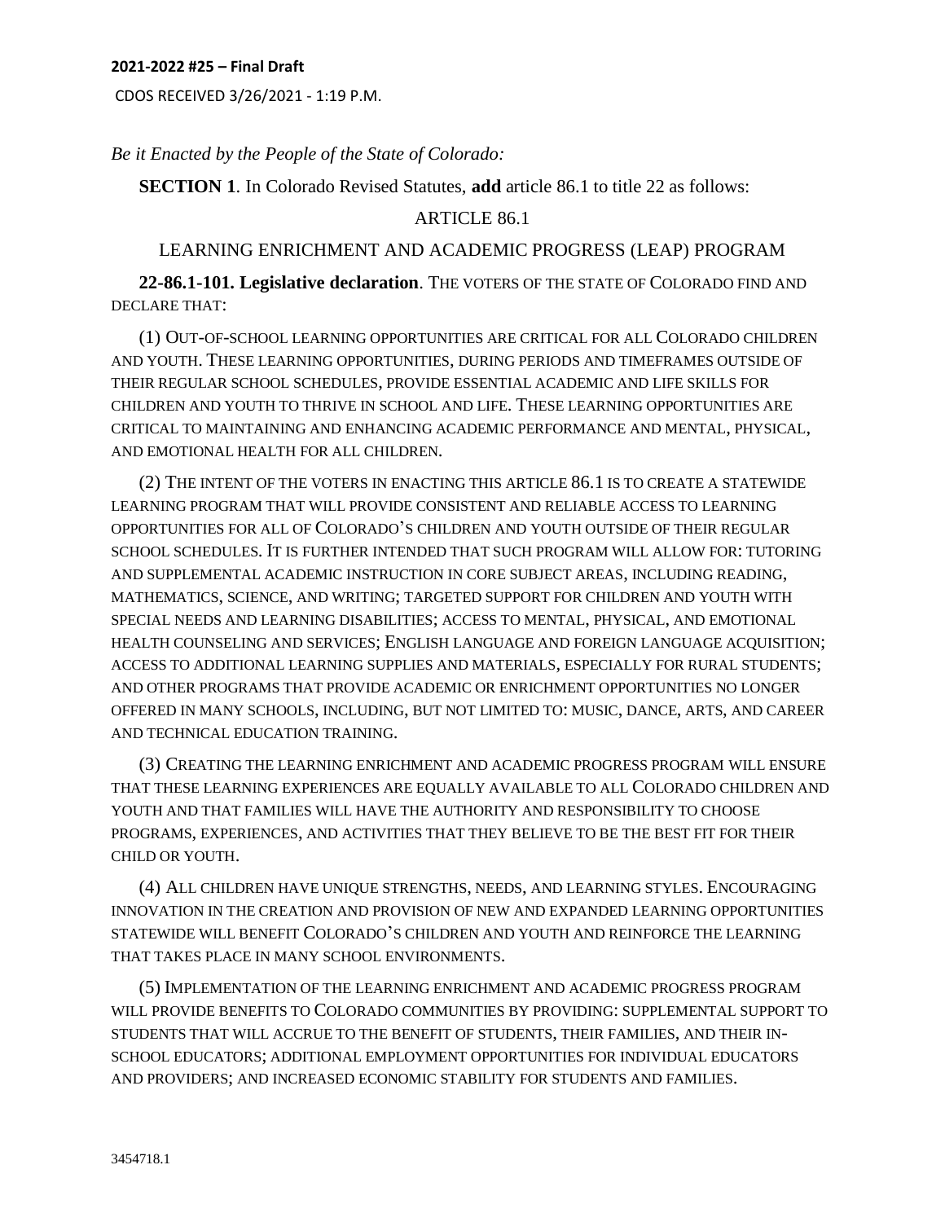**2021-2022 #25 – Final Draft**

CDOS RECEIVED 3/26/2021 - 1:19 P.M.

*Be it Enacted by the People of the State of Colorado:*

**SECTION 1**. In Colorado Revised Statutes, **add** article 86.1 to title 22 as follows:

ARTICLE 86.1

LEARNING ENRICHMENT AND ACADEMIC PROGRESS (LEAP) PROGRAM

**22-86.1-101. Legislative declaration**. THE VOTERS OF THE STATE OF COLORADO FIND AND DECLARE THAT:

(1) OUT-OF-SCHOOL LEARNING OPPORTUNITIES ARE CRITICAL FOR ALL COLORADO CHILDREN AND YOUTH. THESE LEARNING OPPORTUNITIES, DURING PERIODS AND TIMEFRAMES OUTSIDE OF THEIR REGULAR SCHOOL SCHEDULES, PROVIDE ESSENTIAL ACADEMIC AND LIFE SKILLS FOR CHILDREN AND YOUTH TO THRIVE IN SCHOOL AND LIFE. THESE LEARNING OPPORTUNITIES ARE CRITICAL TO MAINTAINING AND ENHANCING ACADEMIC PERFORMANCE AND MENTAL, PHYSICAL, AND EMOTIONAL HEALTH FOR ALL CHILDREN.

(2) THE INTENT OF THE VOTERS IN ENACTING THIS ARTICLE 86.1 IS TO CREATE A STATEWIDE LEARNING PROGRAM THAT WILL PROVIDE CONSISTENT AND RELIABLE ACCESS TO LEARNING OPPORTUNITIES FOR ALL OF COLORADO'S CHILDREN AND YOUTH OUTSIDE OF THEIR REGULAR SCHOOL SCHEDULES. IT IS FURTHER INTENDED THAT SUCH PROGRAM WILL ALLOW FOR: TUTORING AND SUPPLEMENTAL ACADEMIC INSTRUCTION IN CORE SUBJECT AREAS, INCLUDING READING, MATHEMATICS, SCIENCE, AND WRITING; TARGETED SUPPORT FOR CHILDREN AND YOUTH WITH SPECIAL NEEDS AND LEARNING DISABILITIES; ACCESS TO MENTAL, PHYSICAL, AND EMOTIONAL HEALTH COUNSELING AND SERVICES; ENGLISH LANGUAGE AND FOREIGN LANGUAGE ACQUISITION; ACCESS TO ADDITIONAL LEARNING SUPPLIES AND MATERIALS, ESPECIALLY FOR RURAL STUDENTS; AND OTHER PROGRAMS THAT PROVIDE ACADEMIC OR ENRICHMENT OPPORTUNITIES NO LONGER OFFERED IN MANY SCHOOLS, INCLUDING, BUT NOT LIMITED TO: MUSIC, DANCE, ARTS, AND CAREER AND TECHNICAL EDUCATION TRAINING.

(3) CREATING THE LEARNING ENRICHMENT AND ACADEMIC PROGRESS PROGRAM WILL ENSURE THAT THESE LEARNING EXPERIENCES ARE EQUALLY AVAILABLE TO ALL COLORADO CHILDREN AND YOUTH AND THAT FAMILIES WILL HAVE THE AUTHORITY AND RESPONSIBILITY TO CHOOSE PROGRAMS, EXPERIENCES, AND ACTIVITIES THAT THEY BELIEVE TO BE THE BEST FIT FOR THEIR CHILD OR YOUTH.

(4) ALL CHILDREN HAVE UNIQUE STRENGTHS, NEEDS, AND LEARNING STYLES. ENCOURAGING INNOVATION IN THE CREATION AND PROVISION OF NEW AND EXPANDED LEARNING OPPORTUNITIES STATEWIDE WILL BENEFIT COLORADO'S CHILDREN AND YOUTH AND REINFORCE THE LEARNING THAT TAKES PLACE IN MANY SCHOOL ENVIRONMENTS.

(5) IMPLEMENTATION OF THE LEARNING ENRICHMENT AND ACADEMIC PROGRESS PROGRAM WILL PROVIDE BENEFITS TO COLORADO COMMUNITIES BY PROVIDING: SUPPLEMENTAL SUPPORT TO STUDENTS THAT WILL ACCRUE TO THE BENEFIT OF STUDENTS, THEIR FAMILIES, AND THEIR IN-SCHOOL EDUCATORS; ADDITIONAL EMPLOYMENT OPPORTUNITIES FOR INDIVIDUAL EDUCATORS AND PROVIDERS; AND INCREASED ECONOMIC STABILITY FOR STUDENTS AND FAMILIES.

3454718.1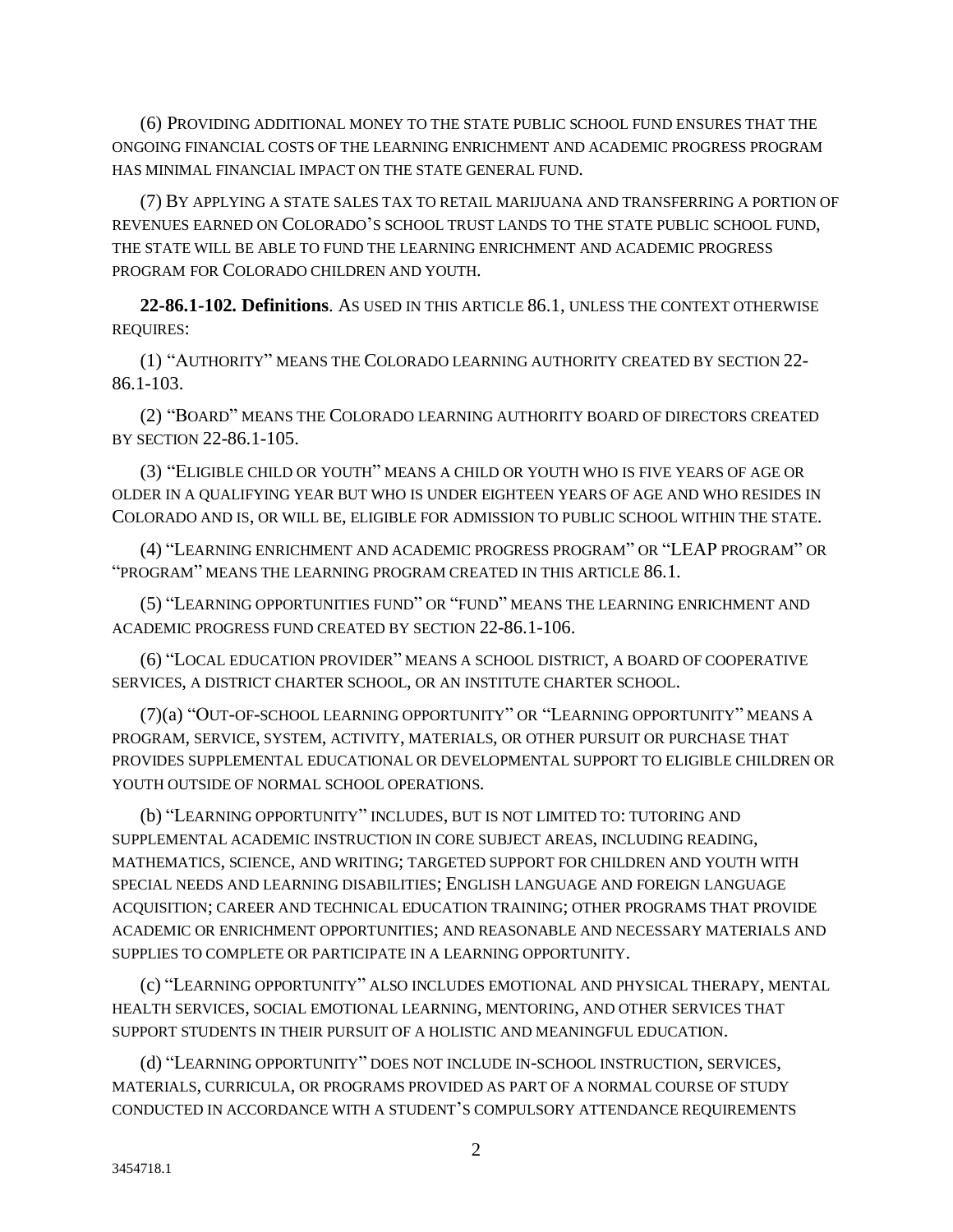(6) PROVIDING ADDITIONAL MONEY TO THE STATE PUBLIC SCHOOL FUND ENSURES THAT THE ONGOING FINANCIAL COSTS OF THE LEARNING ENRICHMENT AND ACADEMIC PROGRESS PROGRAM HAS MINIMAL FINANCIAL IMPACT ON THE STATE GENERAL FUND.

(7) BY APPLYING A STATE SALES TAX TO RETAIL MARIJUANA AND TRANSFERRING A PORTION OF REVENUES EARNED ON COLORADO'S SCHOOL TRUST LANDS TO THE STATE PUBLIC SCHOOL FUND, THE STATE WILL BE ABLE TO FUND THE LEARNING ENRICHMENT AND ACADEMIC PROGRESS PROGRAM FOR COLORADO CHILDREN AND YOUTH.

**22-86.1-102. Definitions**. AS USED IN THIS ARTICLE 86.1, UNLESS THE CONTEXT OTHERWISE REQUIRES:

(1) "AUTHORITY" MEANS THE COLORADO LEARNING AUTHORITY CREATED BY SECTION 22-86.1-103.

(2) "BOARD" MEANS THE COLORADO LEARNING AUTHORITY BOARD OF DIRECTORS CREATED BY SECTION 22-86.1-105.

(3) "ELIGIBLE CHILD OR YOUTH" MEANS A CHILD OR YOUTH WHO IS FIVE YEARS OF AGE OR OLDER IN A QUALIFYING YEAR BUT WHO IS UNDER EIGHTEEN YEARS OF AGE AND WHO RESIDES IN COLORADO AND IS, OR WILL BE, ELIGIBLE FOR ADMISSION TO PUBLIC SCHOOL WITHIN THE STATE.

(4) "LEARNING ENRICHMENT AND ACADEMIC PROGRESS PROGRAM" OR "LEAP PROGRAM" OR "PROGRAM" MEANS THE LEARNING PROGRAM CREATED IN THIS ARTICLE 86.1.

(5) "LEARNING OPPORTUNITIES FUND" OR "FUND" MEANS THE LEARNING ENRICHMENT AND ACADEMIC PROGRESS FUND CREATED BY SECTION 22-86.1-106.

(6) "LOCAL EDUCATION PROVIDER" MEANS A SCHOOL DISTRICT, A BOARD OF COOPERATIVE SERVICES, A DISTRICT CHARTER SCHOOL, OR AN INSTITUTE CHARTER SCHOOL.

(7)(a) "OUT-OF-SCHOOL LEARNING OPPORTUNITY" OR "LEARNING OPPORTUNITY" MEANS A PROGRAM, SERVICE, SYSTEM, ACTIVITY, MATERIALS, OR OTHER PURSUIT OR PURCHASE THAT PROVIDES SUPPLEMENTAL EDUCATIONAL OR DEVELOPMENTAL SUPPORT TO ELIGIBLE CHILDREN OR YOUTH OUTSIDE OF NORMAL SCHOOL OPERATIONS.

(b) "LEARNING OPPORTUNITY" INCLUDES, BUT IS NOT LIMITED TO: TUTORING AND SUPPLEMENTAL ACADEMIC INSTRUCTION IN CORE SUBJECT AREAS, INCLUDING READING, MATHEMATICS, SCIENCE, AND WRITING; TARGETED SUPPORT FOR CHILDREN AND YOUTH WITH SPECIAL NEEDS AND LEARNING DISABILITIES; ENGLISH LANGUAGE AND FOREIGN LANGUAGE ACQUISITION; CAREER AND TECHNICAL EDUCATION TRAINING; OTHER PROGRAMS THAT PROVIDE ACADEMIC OR ENRICHMENT OPPORTUNITIES; AND REASONABLE AND NECESSARY MATERIALS AND SUPPLIES TO COMPLETE OR PARTICIPATE IN A LEARNING OPPORTUNITY.

(c) "LEARNING OPPORTUNITY" ALSO INCLUDES EMOTIONAL AND PHYSICAL THERAPY, MENTAL HEALTH SERVICES, SOCIAL EMOTIONAL LEARNING, MENTORING, AND OTHER SERVICES THAT SUPPORT STUDENTS IN THEIR PURSUIT OF A HOLISTIC AND MEANINGFUL EDUCATION.

(d) "LEARNING OPPORTUNITY" DOES NOT INCLUDE IN-SCHOOL INSTRUCTION, SERVICES, MATERIALS, CURRICULA, OR PROGRAMS PROVIDED AS PART OF A NORMAL COURSE OF STUDY CONDUCTED IN ACCORDANCE WITH A STUDENT'S COMPULSORY ATTENDANCE REQUIREMENTS

3454718.1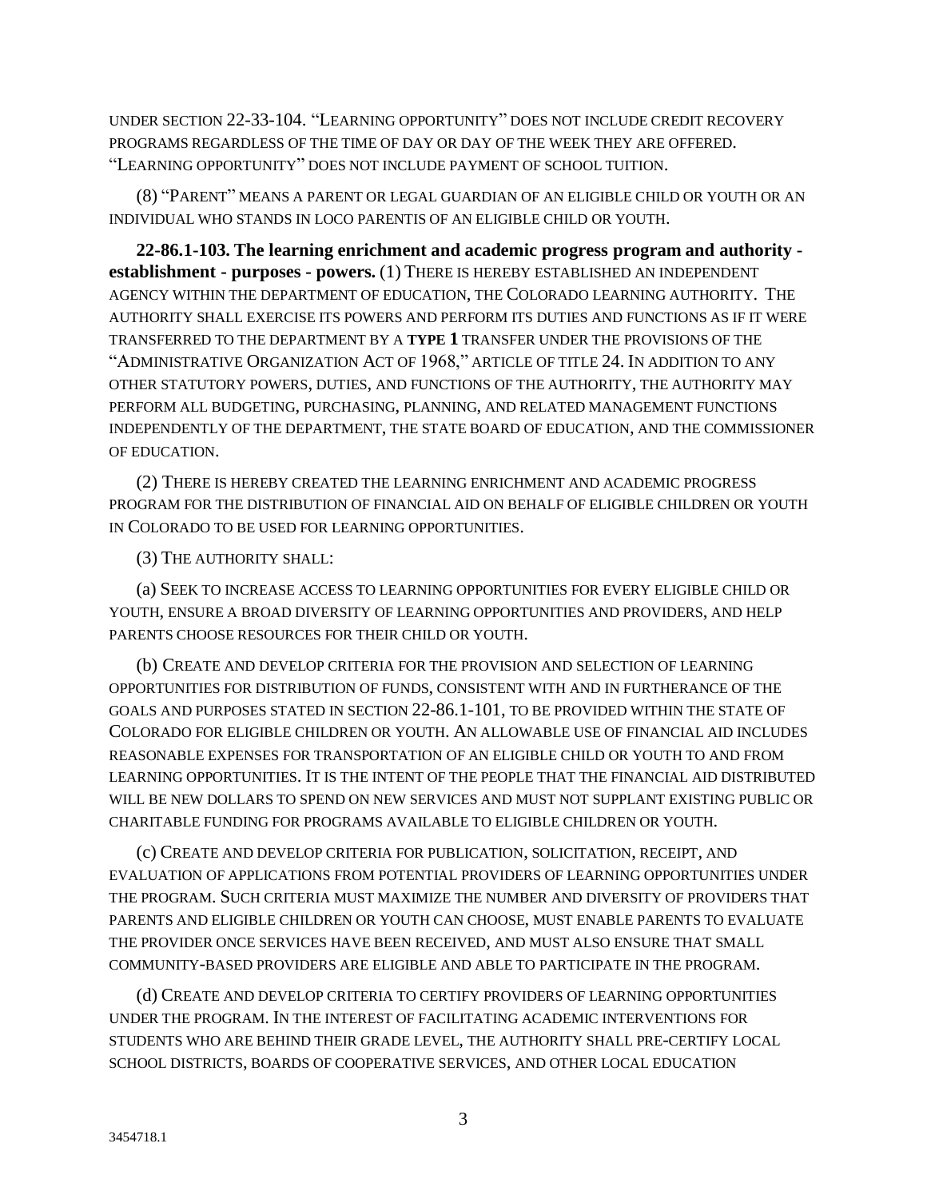UNDER SECTION 22-33-104. "LEARNING OPPORTUNITY" DOES NOT INCLUDE CREDIT RECOVERY PROGRAMS REGARDLESS OF THE TIME OF DAY OR DAY OF THE WEEK THEY ARE OFFERED. "LEARNING OPPORTUNITY" DOES NOT INCLUDE PAYMENT OF SCHOOL TUITION.

(8) "PARENT" MEANS A PARENT OR LEGAL GUARDIAN OF AN ELIGIBLE CHILD OR YOUTH OR AN INDIVIDUAL WHO STANDS IN LOCO PARENTIS OF AN ELIGIBLE CHILD OR YOUTH.

**22-86.1-103. The learning enrichment and academic progress program and authority - establishment - purposes - powers.** (1) THERE IS HEREBY ESTABLISHED AN INDEPENDENT AGENCY WITHIN THE DEPARTMENT OF EDUCATION, THE COLORADO LEARNING AUTHORITY. THE AUTHORITY SHALL EXERCISE ITS POWERS AND PERFORM ITS DUTIES AND FUNCTIONS AS IF IT WERE TRANSFERRED TO THE DEPARTMENT BY A **TYPE 1** TRANSFER UNDER THE PROVISIONS OF THE "ADMINISTRATIVE ORGANIZATION ACT OF 1968," ARTICLE OF TITLE 24. IN ADDITION TO ANY OTHER STATUTORY POWERS, DUTIES, AND FUNCTIONS OF THE AUTHORITY, THE AUTHORITY MAY PERFORM ALL BUDGETING, PURCHASING, PLANNING, AND RELATED MANAGEMENT FUNCTIONS INDEPENDENTLY OF THE DEPARTMENT, THE STATE BOARD OF EDUCATION, AND THE COMMISSIONER OF EDUCATION.

(2) THERE IS HEREBY CREATED THE LEARNING ENRICHMENT AND ACADEMIC PROGRESS PROGRAM FOR THE DISTRIBUTION OF FINANCIAL AID ON BEHALF OF ELIGIBLE CHILDREN OR YOUTH IN COLORADO TO BE USED FOR LEARNING OPPORTUNITIES.

(3) THE AUTHORITY SHALL:

(a) SEEK TO INCREASE ACCESS TO LEARNING OPPORTUNITIES FOR EVERY ELIGIBLE CHILD OR YOUTH, ENSURE A BROAD DIVERSITY OF LEARNING OPPORTUNITIES AND PROVIDERS, AND HELP PARENTS CHOOSE RESOURCES FOR THEIR CHILD OR YOUTH.

(b) CREATE AND DEVELOP CRITERIA FOR THE PROVISION AND SELECTION OF LEARNING OPPORTUNITIES FOR DISTRIBUTION OF FUNDS, CONSISTENT WITH AND IN FURTHERANCE OF THE GOALS AND PURPOSES STATED IN SECTION 22-86.1-101, TO BE PROVIDED WITHIN THE STATE OF COLORADO FOR ELIGIBLE CHILDREN OR YOUTH. AN ALLOWABLE USE OF FINANCIAL AID INCLUDES REASONABLE EXPENSES FOR TRANSPORTATION OF AN ELIGIBLE CHILD OR YOUTH TO AND FROM LEARNING OPPORTUNITIES. IT IS THE INTENT OF THE PEOPLE THAT THE FINANCIAL AID DISTRIBUTED WILL BE NEW DOLLARS TO SPEND ON NEW SERVICES AND MUST NOT SUPPLANT EXISTING PUBLIC OR CHARITABLE FUNDING FOR PROGRAMS AVAILABLE TO ELIGIBLE CHILDREN OR YOUTH.

(c) CREATE AND DEVELOP CRITERIA FOR PUBLICATION, SOLICITATION, RECEIPT, AND EVALUATION OF APPLICATIONS FROM POTENTIAL PROVIDERS OF LEARNING OPPORTUNITIES UNDER THE PROGRAM. SUCH CRITERIA MUST MAXIMIZE THE NUMBER AND DIVERSITY OF PROVIDERS THAT PARENTS AND ELIGIBLE CHILDREN OR YOUTH CAN CHOOSE, MUST ENABLE PARENTS TO EVALUATE THE PROVIDER ONCE SERVICES HAVE BEEN RECEIVED, AND MUST ALSO ENSURE THAT SMALL COMMUNITY-BASED PROVIDERS ARE ELIGIBLE AND ABLE TO PARTICIPATE IN THE PROGRAM.

(d) CREATE AND DEVELOP CRITERIA TO CERTIFY PROVIDERS OF LEARNING OPPORTUNITIES UNDER THE PROGRAM. IN THE INTEREST OF FACILITATING ACADEMIC INTERVENTIONS FOR STUDENTS WHO ARE BEHIND THEIR GRADE LEVEL, THE AUTHORITY SHALL PRE-CERTIFY LOCAL SCHOOL DISTRICTS, BOARDS OF COOPERATIVE SERVICES, AND OTHER LOCAL EDUCATION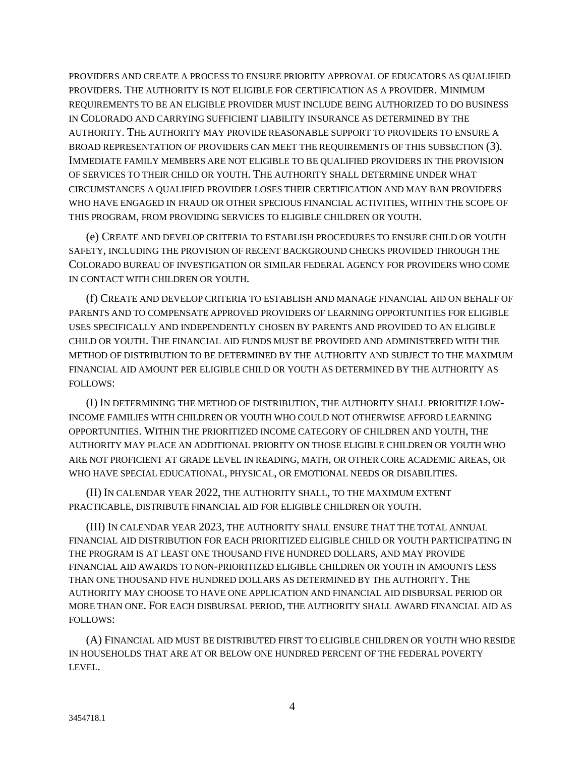PROVIDERS AND CREATE A PROCESS TO ENSURE PRIORITY APPROVAL OF EDUCATORS AS QUALIFIED PROVIDERS. THE AUTHORITY IS NOT ELIGIBLE FOR CERTIFICATION AS A PROVIDER. MINIMUM REQUIREMENTS TO BE AN ELIGIBLE PROVIDER MUST INCLUDE BEING AUTHORIZED TO DO BUSINESS IN COLORADO AND CARRYING SUFFICIENT LIABILITY INSURANCE AS DETERMINED BY THE AUTHORITY. THE AUTHORITY MAY PROVIDE REASONABLE SUPPORT TO PROVIDERS TO ENSURE A BROAD REPRESENTATION OF PROVIDERS CAN MEET THE REQUIREMENTS OF THIS SUBSECTION (3). IMMEDIATE FAMILY MEMBERS ARE NOT ELIGIBLE TO BE QUALIFIED PROVIDERS IN THE PROVISION OF SERVICES TO THEIR CHILD OR YOUTH. THE AUTHORITY SHALL DETERMINE UNDER WHAT CIRCUMSTANCES A QUALIFIED PROVIDER LOSES THEIR CERTIFICATION AND MAY BAN PROVIDERS WHO HAVE ENGAGED IN FRAUD OR OTHER SPECIOUS FINANCIAL ACTIVITIES, WITHIN THE SCOPE OF THIS PROGRAM, FROM PROVIDING SERVICES TO ELIGIBLE CHILDREN OR YOUTH.

(e) CREATE AND DEVELOP CRITERIA TO ESTABLISH PROCEDURES TO ENSURE CHILD OR YOUTH SAFETY, INCLUDING THE PROVISION OF RECENT BACKGROUND CHECKS PROVIDED THROUGH THE COLORADO BUREAU OF INVESTIGATION OR SIMILAR FEDERAL AGENCY FOR PROVIDERS WHO COME IN CONTACT WITH CHILDREN OR YOUTH.

(f) CREATE AND DEVELOP CRITERIA TO ESTABLISH AND MANAGE FINANCIAL AID ON BEHALF OF PARENTS AND TO COMPENSATE APPROVED PROVIDERS OF LEARNING OPPORTUNITIES FOR ELIGIBLE USES SPECIFICALLY AND INDEPENDENTLY CHOSEN BY PARENTS AND PROVIDED TO AN ELIGIBLE CHILD OR YOUTH. THE FINANCIAL AID FUNDS MUST BE PROVIDED AND ADMINISTERED WITH THE METHOD OF DISTRIBUTION TO BE DETERMINED BY THE AUTHORITY AND SUBJECT TO THE MAXIMUM FINANCIAL AID AMOUNT PER ELIGIBLE CHILD OR YOUTH AS DETERMINED BY THE AUTHORITY AS FOLLOWS:

(I) IN DETERMINING THE METHOD OF DISTRIBUTION, THE AUTHORITY SHALL PRIORITIZE LOW-INCOME FAMILIES WITH CHILDREN OR YOUTH WHO COULD NOT OTHERWISE AFFORD LEARNING OPPORTUNITIES. WITHIN THE PRIORITIZED INCOME CATEGORY OF CHILDREN AND YOUTH, THE AUTHORITY MAY PLACE AN ADDITIONAL PRIORITY ON THOSE ELIGIBLE CHILDREN OR YOUTH WHO ARE NOT PROFICIENT AT GRADE LEVEL IN READING, MATH, OR OTHER CORE ACADEMIC AREAS, OR WHO HAVE SPECIAL EDUCATIONAL, PHYSICAL, OR EMOTIONAL NEEDS OR DISABILITIES.

(II) IN CALENDAR YEAR 2022, THE AUTHORITY SHALL, TO THE MAXIMUM EXTENT PRACTICABLE, DISTRIBUTE FINANCIAL AID FOR ELIGIBLE CHILDREN OR YOUTH.

(III) IN CALENDAR YEAR 2023, THE AUTHORITY SHALL ENSURE THAT THE TOTAL ANNUAL FINANCIAL AID DISTRIBUTION FOR EACH PRIORITIZED ELIGIBLE CHILD OR YOUTH PARTICIPATING IN THE PROGRAM IS AT LEAST ONE THOUSAND FIVE HUNDRED DOLLARS, AND MAY PROVIDE FINANCIAL AID AWARDS TO NON-PRIORITIZED ELIGIBLE CHILDREN OR YOUTH IN AMOUNTS LESS THAN ONE THOUSAND FIVE HUNDRED DOLLARS AS DETERMINED BY THE AUTHORITY. THE AUTHORITY MAY CHOOSE TO HAVE ONE APPLICATION AND FINANCIAL AID DISBURSAL PERIOD OR MORE THAN ONE. FOR EACH DISBURSAL PERIOD, THE AUTHORITY SHALL AWARD FINANCIAL AID AS FOLLOWS:

(A) FINANCIAL AID MUST BE DISTRIBUTED FIRST TO ELIGIBLE CHILDREN OR YOUTH WHO RESIDE IN HOUSEHOLDS THAT ARE AT OR BELOW ONE HUNDRED PERCENT OF THE FEDERAL POVERTY LEVEL.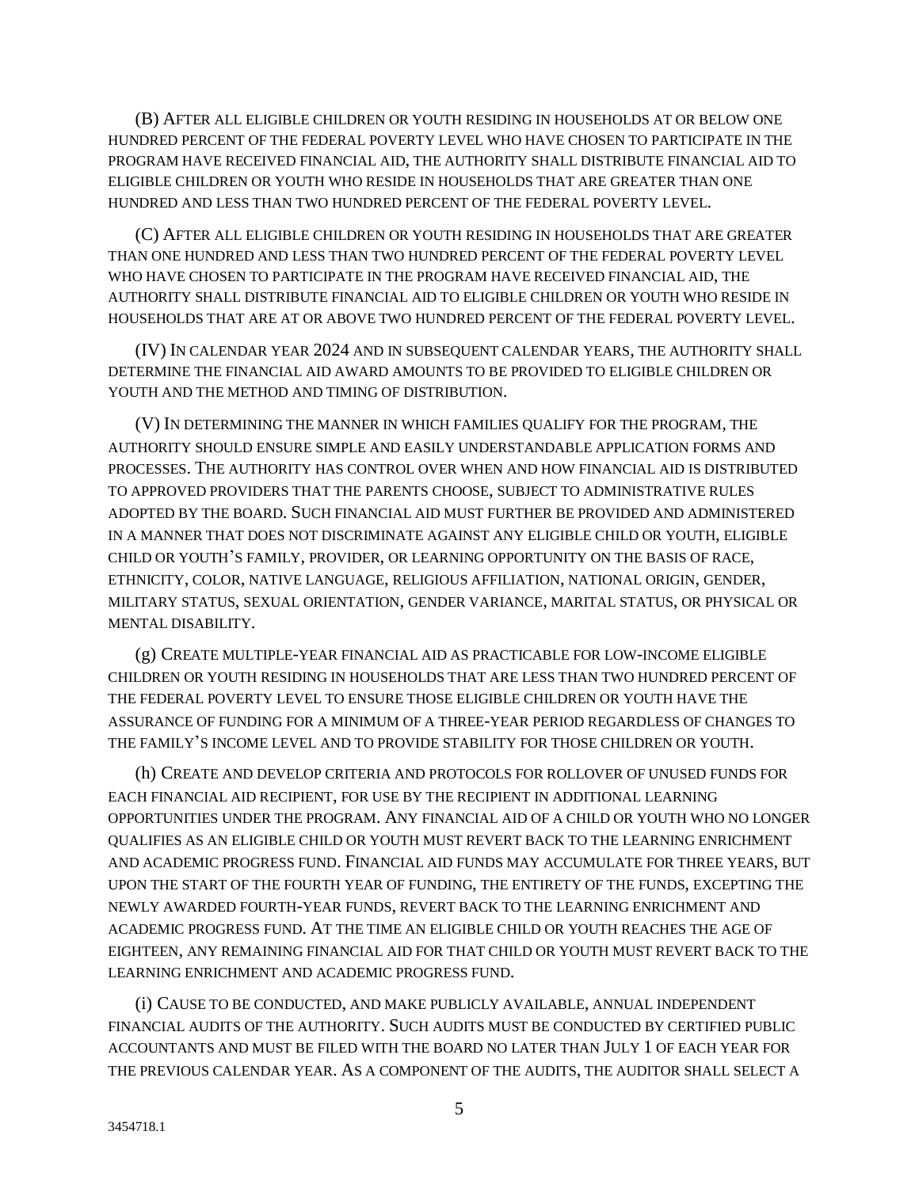(B) AFTER ALL ELIGIBLE CHILDREN OR YOUTH RESIDING IN HOUSEHOLDS AT OR BELOW ONE HUNDRED PERCENT OF THE FEDERAL POVERTY LEVEL WHO HAVE CHOSEN TO PARTICIPATE IN THE PROGRAM HAVE RECEIVED FINANCIAL AID, THE AUTHORITY SHALL DISTRIBUTE FINANCIAL AID TO ELIGIBLE CHILDREN OR YOUTH WHO RESIDE IN HOUSEHOLDS THAT ARE GREATER THAN ONE HUNDRED AND LESS THAN TWO HUNDRED PERCENT OF THE FEDERAL POVERTY LEVEL.

(C) AFTER ALL ELIGIBLE CHILDREN OR YOUTH RESIDING IN HOUSEHOLDS THAT ARE GREATER THAN ONE HUNDRED AND LESS THAN TWO HUNDRED PERCENT OF THE FEDERAL POVERTY LEVEL WHO HAVE CHOSEN TO PARTICIPATE IN THE PROGRAM HAVE RECEIVED FINANCIAL AID, THE AUTHORITY SHALL DISTRIBUTE FINANCIAL AID TO ELIGIBLE CHILDREN OR YOUTH WHO RESIDE IN HOUSEHOLDS THAT ARE AT OR ABOVE TWO HUNDRED PERCENT OF THE FEDERAL POVERTY LEVEL.

(IV) IN CALENDAR YEAR 2024 AND IN SUBSEQUENT CALENDAR YEARS, THE AUTHORITY SHALL DETERMINE THE FINANCIAL AID AWARD AMOUNTS TO BE PROVIDED TO ELIGIBLE CHILDREN OR YOUTH AND THE METHOD AND TIMING OF DISTRIBUTION.

(V) IN DETERMINING THE MANNER IN WHICH FAMILIES QUALIFY FOR THE PROGRAM, THE AUTHORITY SHOULD ENSURE SIMPLE AND EASILY UNDERSTANDABLE APPLICATION FORMS AND PROCESSES. THE AUTHORITY HAS CONTROL OVER WHEN AND HOW FINANCIAL AID IS DISTRIBUTED TO APPROVED PROVIDERS THAT THE PARENTS CHOOSE, SUBJECT TO ADMINISTRATIVE RULES ADOPTED BY THE BOARD. SUCH FINANCIAL AID MUST FURTHER BE PROVIDED AND ADMINISTERED IN A MANNER THAT DOES NOT DISCRIMINATE AGAINST ANY ELIGIBLE CHILD OR YOUTH, ELIGIBLE CHILD OR YOUTH'S FAMILY, PROVIDER, OR LEARNING OPPORTUNITY ON THE BASIS OF RACE, ETHNICITY, COLOR, NATIVE LANGUAGE, RELIGIOUS AFFILIATION, NATIONAL ORIGIN, GENDER, MILITARY STATUS, SEXUAL ORIENTATION, GENDER VARIANCE, MARITAL STATUS, OR PHYSICAL OR MENTAL DISABILITY.

(g) CREATE MULTIPLE-YEAR FINANCIAL AID AS PRACTICABLE FOR LOW-INCOME ELIGIBLE CHILDREN OR YOUTH RESIDING IN HOUSEHOLDS THAT ARE LESS THAN TWO HUNDRED PERCENT OF THE FEDERAL POVERTY LEVEL TO ENSURE THOSE ELIGIBLE CHILDREN OR YOUTH HAVE THE ASSURANCE OF FUNDING FOR A MINIMUM OF A THREE-YEAR PERIOD REGARDLESS OF CHANGES TO THE FAMILY'S INCOME LEVEL AND TO PROVIDE STABILITY FOR THOSE CHILDREN OR YOUTH.

(h) CREATE AND DEVELOP CRITERIA AND PROTOCOLS FOR ROLLOVER OF UNUSED FUNDS FOR EACH FINANCIAL AID RECIPIENT, FOR USE BY THE RECIPIENT IN ADDITIONAL LEARNING OPPORTUNITIES UNDER THE PROGRAM. ANY FINANCIAL AID OF A CHILD OR YOUTH WHO NO LONGER QUALIFIES AS AN ELIGIBLE CHILD OR YOUTH MUST REVERT BACK TO THE LEARNING ENRICHMENT AND ACADEMIC PROGRESS FUND. FINANCIAL AID FUNDS MAY ACCUMULATE FOR THREE YEARS, BUT UPON THE START OF THE FOURTH YEAR OF FUNDING, THE ENTIRETY OF THE FUNDS, EXCEPTING THE NEWLY AWARDED FOURTH-YEAR FUNDS, REVERT BACK TO THE LEARNING ENRICHMENT AND ACADEMIC PROGRESS FUND. AT THE TIME AN ELIGIBLE CHILD OR YOUTH REACHES THE AGE OF EIGHTEEN, ANY REMAINING FINANCIAL AID FOR THAT CHILD OR YOUTH MUST REVERT BACK TO THE LEARNING ENRICHMENT AND ACADEMIC PROGRESS FUND.

(i) CAUSE TO BE CONDUCTED, AND MAKE PUBLICLY AVAILABLE, ANNUAL INDEPENDENT FINANCIAL AUDITS OF THE AUTHORITY. SUCH AUDITS MUST BE CONDUCTED BY CERTIFIED PUBLIC ACCOUNTANTS AND MUST BE FILED WITH THE BOARD NO LATER THAN JULY 1 OF EACH YEAR FOR THE PREVIOUS CALENDAR YEAR. AS A COMPONENT OF THE AUDITS, THE AUDITOR SHALL SELECT A

3454718.1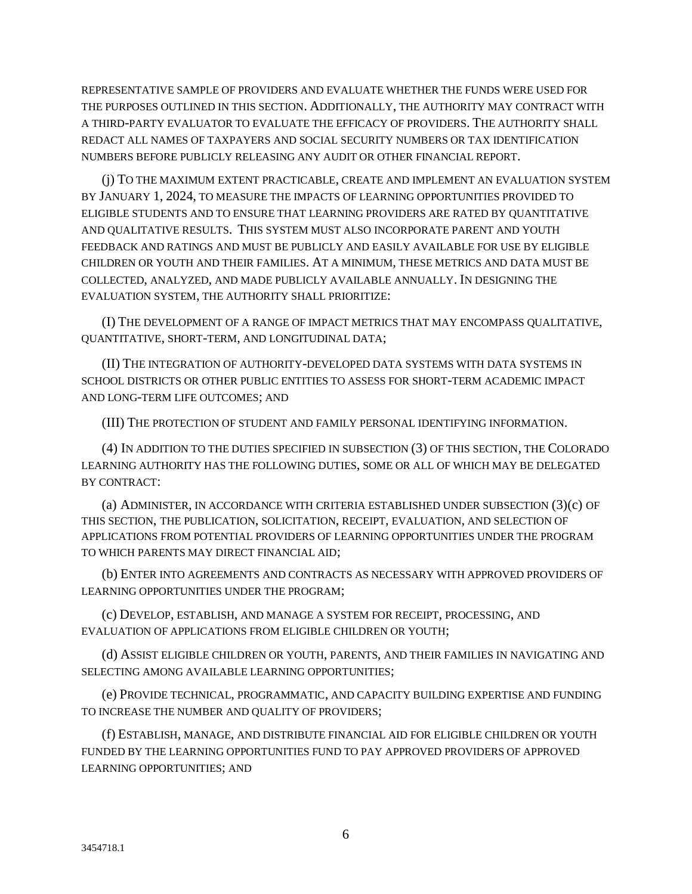REPRESENTATIVE SAMPLE OF PROVIDERS AND EVALUATE WHETHER THE FUNDS WERE USED FOR THE PURPOSES OUTLINED IN THIS SECTION. ADDITIONALLY, THE AUTHORITY MAY CONTRACT WITH A THIRD-PARTY EVALUATOR TO EVALUATE THE EFFICACY OF PROVIDERS. THE AUTHORITY SHALL REDACT ALL NAMES OF TAXPAYERS AND SOCIAL SECURITY NUMBERS OR TAX IDENTIFICATION NUMBERS BEFORE PUBLICLY RELEASING ANY AUDIT OR OTHER FINANCIAL REPORT.

(j) TO THE MAXIMUM EXTENT PRACTICABLE, CREATE AND IMPLEMENT AN EVALUATION SYSTEM BY JANUARY 1, 2024, TO MEASURE THE IMPACTS OF LEARNING OPPORTUNITIES PROVIDED TO ELIGIBLE STUDENTS AND TO ENSURE THAT LEARNING PROVIDERS ARE RATED BY QUANTITATIVE AND QUALITATIVE RESULTS. THIS SYSTEM MUST ALSO INCORPORATE PARENT AND YOUTH FEEDBACK AND RATINGS AND MUST BE PUBLICLY AND EASILY AVAILABLE FOR USE BY ELIGIBLE CHILDREN OR YOUTH AND THEIR FAMILIES. AT A MINIMUM, THESE METRICS AND DATA MUST BE COLLECTED, ANALYZED, AND MADE PUBLICLY AVAILABLE ANNUALLY. IN DESIGNING THE EVALUATION SYSTEM, THE AUTHORITY SHALL PRIORITIZE:

(I) THE DEVELOPMENT OF A RANGE OF IMPACT METRICS THAT MAY ENCOMPASS QUALITATIVE, QUANTITATIVE, SHORT-TERM, AND LONGITUDINAL DATA;

(II) THE INTEGRATION OF AUTHORITY-DEVELOPED DATA SYSTEMS WITH DATA SYSTEMS IN SCHOOL DISTRICTS OR OTHER PUBLIC ENTITIES TO ASSESS FOR SHORT-TERM ACADEMIC IMPACT AND LONG-TERM LIFE OUTCOMES; AND

(III) THE PROTECTION OF STUDENT AND FAMILY PERSONAL IDENTIFYING INFORMATION.

(4) IN ADDITION TO THE DUTIES SPECIFIED IN SUBSECTION (3) OF THIS SECTION, THE COLORADO LEARNING AUTHORITY HAS THE FOLLOWING DUTIES, SOME OR ALL OF WHICH MAY BE DELEGATED BY CONTRACT:

(a) ADMINISTER, IN ACCORDANCE WITH CRITERIA ESTABLISHED UNDER SUBSECTION (3)(c) OF THIS SECTION, THE PUBLICATION, SOLICITATION, RECEIPT, EVALUATION, AND SELECTION OF APPLICATIONS FROM POTENTIAL PROVIDERS OF LEARNING OPPORTUNITIES UNDER THE PROGRAM TO WHICH PARENTS MAY DIRECT FINANCIAL AID;

(b) ENTER INTO AGREEMENTS AND CONTRACTS AS NECESSARY WITH APPROVED PROVIDERS OF LEARNING OPPORTUNITIES UNDER THE PROGRAM;

(c) DEVELOP, ESTABLISH, AND MANAGE A SYSTEM FOR RECEIPT, PROCESSING, AND EVALUATION OF APPLICATIONS FROM ELIGIBLE CHILDREN OR YOUTH;

(d) ASSIST ELIGIBLE CHILDREN OR YOUTH, PARENTS, AND THEIR FAMILIES IN NAVIGATING AND SELECTING AMONG AVAILABLE LEARNING OPPORTUNITIES;

(e) PROVIDE TECHNICAL, PROGRAMMATIC, AND CAPACITY BUILDING EXPERTISE AND FUNDING TO INCREASE THE NUMBER AND QUALITY OF PROVIDERS;

(f) ESTABLISH, MANAGE, AND DISTRIBUTE FINANCIAL AID FOR ELIGIBLE CHILDREN OR YOUTH FUNDED BY THE LEARNING OPPORTUNITIES FUND TO PAY APPROVED PROVIDERS OF APPROVED LEARNING OPPORTUNITIES; AND

3454718.1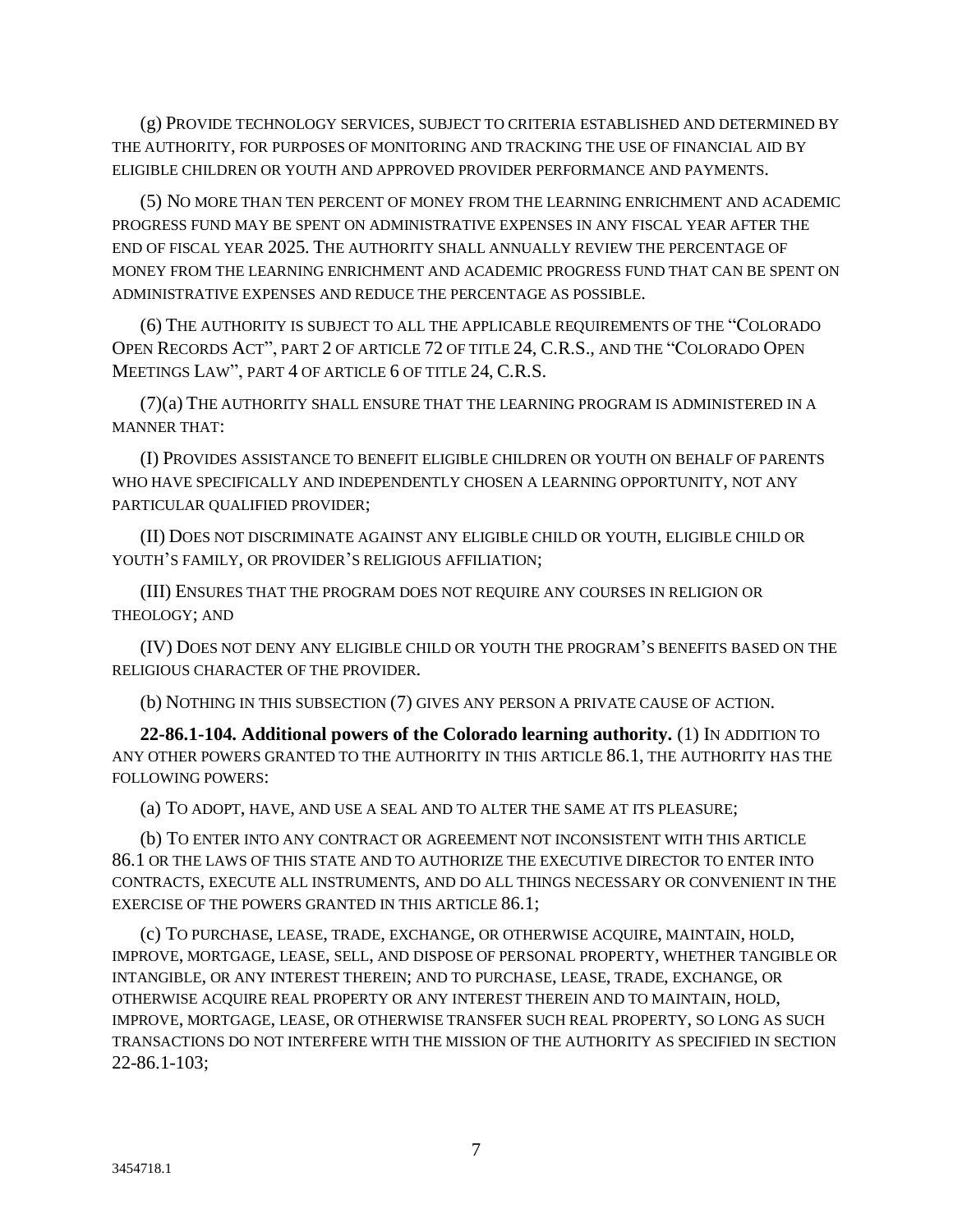(g) PROVIDE TECHNOLOGY SERVICES, SUBJECT TO CRITERIA ESTABLISHED AND DETERMINED BY THE AUTHORITY, FOR PURPOSES OF MONITORING AND TRACKING THE USE OF FINANCIAL AID BY ELIGIBLE CHILDREN OR YOUTH AND APPROVED PROVIDER PERFORMANCE AND PAYMENTS.

(5) NO MORE THAN TEN PERCENT OF MONEY FROM THE LEARNING ENRICHMENT AND ACADEMIC PROGRESS FUND MAY BE SPENT ON ADMINISTRATIVE EXPENSES IN ANY FISCAL YEAR AFTER THE END OF FISCAL YEAR 2025. THE AUTHORITY SHALL ANNUALLY REVIEW THE PERCENTAGE OF MONEY FROM THE LEARNING ENRICHMENT AND ACADEMIC PROGRESS FUND THAT CAN BE SPENT ON ADMINISTRATIVE EXPENSES AND REDUCE THE PERCENTAGE AS POSSIBLE.

(6) THE AUTHORITY IS SUBJECT TO ALL THE APPLICABLE REQUIREMENTS OF THE "COLORADO OPEN RECORDS ACT", PART 2 OF ARTICLE 72 OF TITLE 24, C.R.S., AND THE "COLORADO OPEN MEETINGS LAW", PART 4 OF ARTICLE 6 OF TITLE 24, C.R.S.

(7)(a) THE AUTHORITY SHALL ENSURE THAT THE LEARNING PROGRAM IS ADMINISTERED IN A MANNER THAT:

(I) PROVIDES ASSISTANCE TO BENEFIT ELIGIBLE CHILDREN OR YOUTH ON BEHALF OF PARENTS WHO HAVE SPECIFICALLY AND INDEPENDENTLY CHOSEN A LEARNING OPPORTUNITY, NOT ANY PARTICULAR QUALIFIED PROVIDER;

(II) DOES NOT DISCRIMINATE AGAINST ANY ELIGIBLE CHILD OR YOUTH, ELIGIBLE CHILD OR YOUTH'S FAMILY, OR PROVIDER'S RELIGIOUS AFFILIATION;

(III) ENSURES THAT THE PROGRAM DOES NOT REQUIRE ANY COURSES IN RELIGION OR THEOLOGY; AND

(IV) DOES NOT DENY ANY ELIGIBLE CHILD OR YOUTH THE PROGRAM'S BENEFITS BASED ON THE RELIGIOUS CHARACTER OF THE PROVIDER.

(b) NOTHING IN THIS SUBSECTION (7) GIVES ANY PERSON A PRIVATE CAUSE OF ACTION.

**22-86.1-104. Additional powers of the Colorado learning authority.** (1) IN ADDITION TO ANY OTHER POWERS GRANTED TO THE AUTHORITY IN THIS ARTICLE 86.1, THE AUTHORITY HAS THE FOLLOWING POWERS:

(a) TO ADOPT, HAVE, AND USE A SEAL AND TO ALTER THE SAME AT ITS PLEASURE;

(b) TO ENTER INTO ANY CONTRACT OR AGREEMENT NOT INCONSISTENT WITH THIS ARTICLE 86.1 OR THE LAWS OF THIS STATE AND TO AUTHORIZE THE EXECUTIVE DIRECTOR TO ENTER INTO CONTRACTS, EXECUTE ALL INSTRUMENTS, AND DO ALL THINGS NECESSARY OR CONVENIENT IN THE EXERCISE OF THE POWERS GRANTED IN THIS ARTICLE 86.1;

(c) TO PURCHASE, LEASE, TRADE, EXCHANGE, OR OTHERWISE ACQUIRE, MAINTAIN, HOLD, IMPROVE, MORTGAGE, LEASE, SELL, AND DISPOSE OF PERSONAL PROPERTY, WHETHER TANGIBLE OR INTANGIBLE, OR ANY INTEREST THEREIN; AND TO PURCHASE, LEASE, TRADE, EXCHANGE, OR OTHERWISE ACQUIRE REAL PROPERTY OR ANY INTEREST THEREIN AND TO MAINTAIN, HOLD, IMPROVE, MORTGAGE, LEASE, OR OTHERWISE TRANSFER SUCH REAL PROPERTY, SO LONG AS SUCH TRANSACTIONS DO NOT INTERFERE WITH THE MISSION OF THE AUTHORITY AS SPECIFIED IN SECTION 22-86.1-103;

3454718.1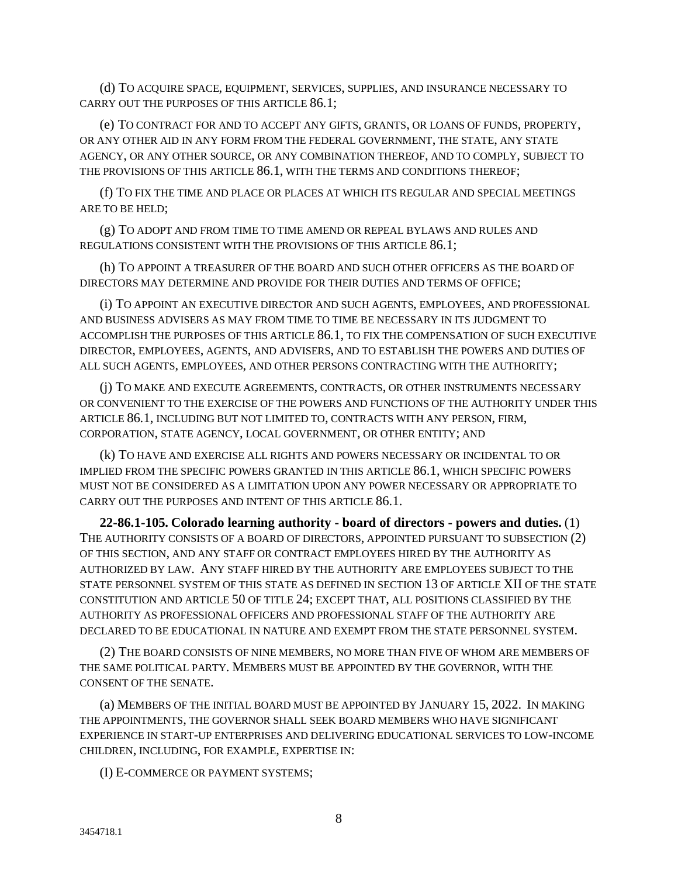(d) TO ACQUIRE SPACE, EQUIPMENT, SERVICES, SUPPLIES, AND INSURANCE NECESSARY TO CARRY OUT THE PURPOSES OF THIS ARTICLE 86.1;

(e) TO CONTRACT FOR AND TO ACCEPT ANY GIFTS, GRANTS, OR LOANS OF FUNDS, PROPERTY, OR ANY OTHER AID IN ANY FORM FROM THE FEDERAL GOVERNMENT, THE STATE, ANY STATE AGENCY, OR ANY OTHER SOURCE, OR ANY COMBINATION THEREOF, AND TO COMPLY, SUBJECT TO THE PROVISIONS OF THIS ARTICLE 86.1, WITH THE TERMS AND CONDITIONS THEREOF;

(f) TO FIX THE TIME AND PLACE OR PLACES AT WHICH ITS REGULAR AND SPECIAL MEETINGS ARE TO BE HELD;

(g) TO ADOPT AND FROM TIME TO TIME AMEND OR REPEAL BYLAWS AND RULES AND REGULATIONS CONSISTENT WITH THE PROVISIONS OF THIS ARTICLE 86.1;

(h) TO APPOINT A TREASURER OF THE BOARD AND SUCH OTHER OFFICERS AS THE BOARD OF DIRECTORS MAY DETERMINE AND PROVIDE FOR THEIR DUTIES AND TERMS OF OFFICE;

(i) TO APPOINT AN EXECUTIVE DIRECTOR AND SUCH AGENTS, EMPLOYEES, AND PROFESSIONAL AND BUSINESS ADVISERS AS MAY FROM TIME TO TIME BE NECESSARY IN ITS JUDGMENT TO ACCOMPLISH THE PURPOSES OF THIS ARTICLE 86.1, TO FIX THE COMPENSATION OF SUCH EXECUTIVE DIRECTOR, EMPLOYEES, AGENTS, AND ADVISERS, AND TO ESTABLISH THE POWERS AND DUTIES OF ALL SUCH AGENTS, EMPLOYEES, AND OTHER PERSONS CONTRACTING WITH THE AUTHORITY;

(j) TO MAKE AND EXECUTE AGREEMENTS, CONTRACTS, OR OTHER INSTRUMENTS NECESSARY OR CONVENIENT TO THE EXERCISE OF THE POWERS AND FUNCTIONS OF THE AUTHORITY UNDER THIS ARTICLE 86.1, INCLUDING BUT NOT LIMITED TO, CONTRACTS WITH ANY PERSON, FIRM, CORPORATION, STATE AGENCY, LOCAL GOVERNMENT, OR OTHER ENTITY; AND

(k) TO HAVE AND EXERCISE ALL RIGHTS AND POWERS NECESSARY OR INCIDENTAL TO OR IMPLIED FROM THE SPECIFIC POWERS GRANTED IN THIS ARTICLE 86.1, WHICH SPECIFIC POWERS MUST NOT BE CONSIDERED AS A LIMITATION UPON ANY POWER NECESSARY OR APPROPRIATE TO CARRY OUT THE PURPOSES AND INTENT OF THIS ARTICLE 86.1.

**22-86.1-105. Colorado learning authority - board of directors - powers and duties.** (1) THE AUTHORITY CONSISTS OF A BOARD OF DIRECTORS, APPOINTED PURSUANT TO SUBSECTION (2) OF THIS SECTION, AND ANY STAFF OR CONTRACT EMPLOYEES HIRED BY THE AUTHORITY AS AUTHORIZED BY LAW. ANY STAFF HIRED BY THE AUTHORITY ARE EMPLOYEES SUBJECT TO THE STATE PERSONNEL SYSTEM OF THIS STATE AS DEFINED IN SECTION 13 OF ARTICLE XII OF THE STATE CONSTITUTION AND ARTICLE 50 OF TITLE 24; EXCEPT THAT, ALL POSITIONS CLASSIFIED BY THE AUTHORITY AS PROFESSIONAL OFFICERS AND PROFESSIONAL STAFF OF THE AUTHORITY ARE DECLARED TO BE EDUCATIONAL IN NATURE AND EXEMPT FROM THE STATE PERSONNEL SYSTEM.

(2) THE BOARD CONSISTS OF NINE MEMBERS, NO MORE THAN FIVE OF WHOM ARE MEMBERS OF THE SAME POLITICAL PARTY. MEMBERS MUST BE APPOINTED BY THE GOVERNOR, WITH THE CONSENT OF THE SENATE.

(a) MEMBERS OF THE INITIAL BOARD MUST BE APPOINTED BY JANUARY 15, 2022. IN MAKING THE APPOINTMENTS, THE GOVERNOR SHALL SEEK BOARD MEMBERS WHO HAVE SIGNIFICANT EXPERIENCE IN START-UP ENTERPRISES AND DELIVERING EDUCATIONAL SERVICES TO LOW-INCOME CHILDREN, INCLUDING, FOR EXAMPLE, EXPERTISE IN:

(I) E-COMMERCE OR PAYMENT SYSTEMS;

3454718.1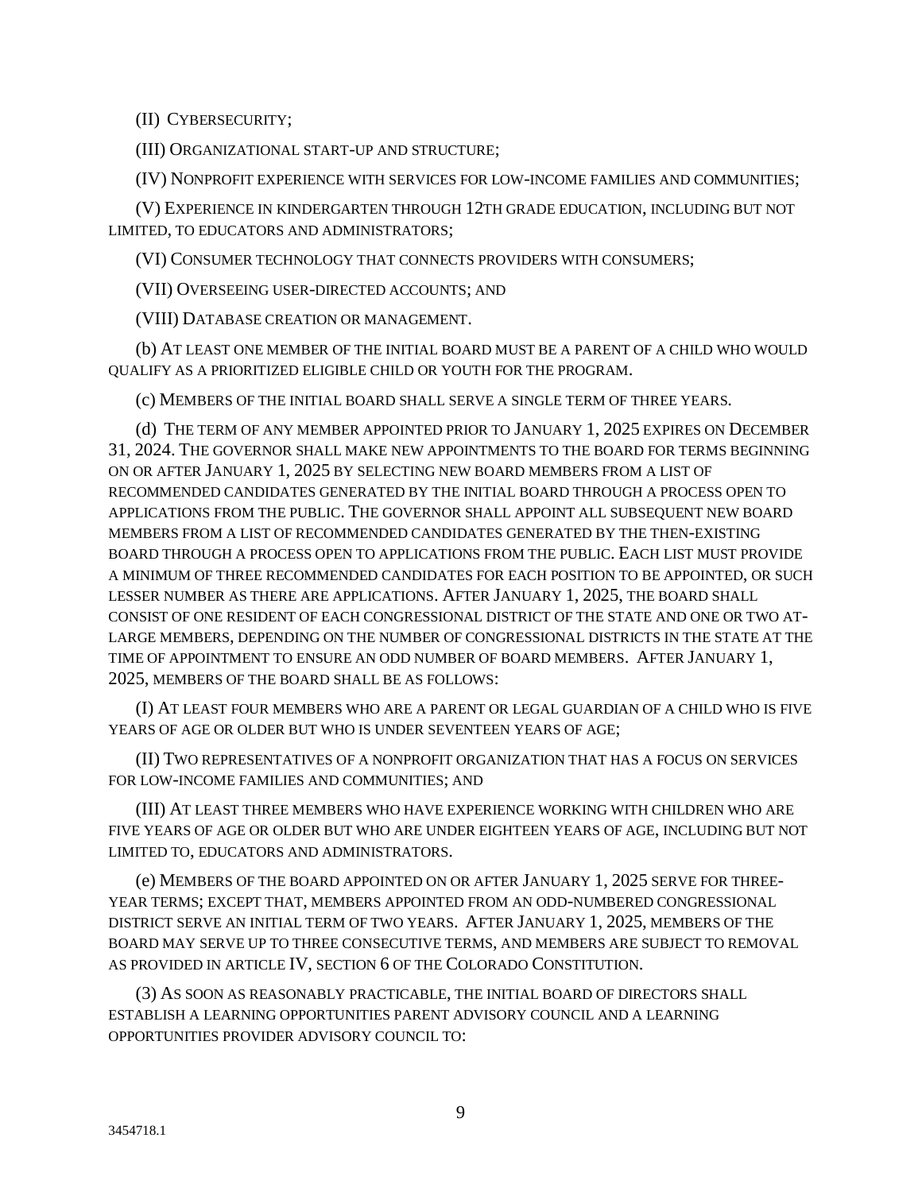(II) CYBERSECURITY;

(III) ORGANIZATIONAL START-UP AND STRUCTURE;

(IV) NONPROFIT EXPERIENCE WITH SERVICES FOR LOW-INCOME FAMILIES AND COMMUNITIES;

(V) EXPERIENCE IN KINDERGARTEN THROUGH 12TH GRADE EDUCATION, INCLUDING BUT NOT LIMITED, TO EDUCATORS AND ADMINISTRATORS;

(VI) CONSUMER TECHNOLOGY THAT CONNECTS PROVIDERS WITH CONSUMERS;

(VII) OVERSEEING USER-DIRECTED ACCOUNTS; AND

(VIII) DATABASE CREATION OR MANAGEMENT.

(b) AT LEAST ONE MEMBER OF THE INITIAL BOARD MUST BE A PARENT OF A CHILD WHO WOULD QUALIFY AS A PRIORITIZED ELIGIBLE CHILD OR YOUTH FOR THE PROGRAM.

(c) MEMBERS OF THE INITIAL BOARD SHALL SERVE A SINGLE TERM OF THREE YEARS.

(d) THE TERM OF ANY MEMBER APPOINTED PRIOR TO JANUARY 1, 2025 EXPIRES ON DECEMBER 31, 2024. THE GOVERNOR SHALL MAKE NEW APPOINTMENTS TO THE BOARD FOR TERMS BEGINNING ON OR AFTER JANUARY 1, 2025 BY SELECTING NEW BOARD MEMBERS FROM A LIST OF RECOMMENDED CANDIDATES GENERATED BY THE INITIAL BOARD THROUGH A PROCESS OPEN TO APPLICATIONS FROM THE PUBLIC. THE GOVERNOR SHALL APPOINT ALL SUBSEQUENT NEW BOARD MEMBERS FROM A LIST OF RECOMMENDED CANDIDATES GENERATED BY THE THEN-EXISTING BOARD THROUGH A PROCESS OPEN TO APPLICATIONS FROM THE PUBLIC. EACH LIST MUST PROVIDE A MINIMUM OF THREE RECOMMENDED CANDIDATES FOR EACH POSITION TO BE APPOINTED, OR SUCH LESSER NUMBER AS THERE ARE APPLICATIONS. AFTER JANUARY 1, 2025, THE BOARD SHALL CONSIST OF ONE RESIDENT OF EACH CONGRESSIONAL DISTRICT OF THE STATE AND ONE OR TWO AT-LARGE MEMBERS, DEPENDING ON THE NUMBER OF CONGRESSIONAL DISTRICTS IN THE STATE AT THE TIME OF APPOINTMENT TO ENSURE AN ODD NUMBER OF BOARD MEMBERS. AFTER JANUARY 1, 2025, MEMBERS OF THE BOARD SHALL BE AS FOLLOWS:

(I) AT LEAST FOUR MEMBERS WHO ARE A PARENT OR LEGAL GUARDIAN OF A CHILD WHO IS FIVE YEARS OF AGE OR OLDER BUT WHO IS UNDER SEVENTEEN YEARS OF AGE;

(II) TWO REPRESENTATIVES OF A NONPROFIT ORGANIZATION THAT HAS A FOCUS ON SERVICES FOR LOW-INCOME FAMILIES AND COMMUNITIES; AND

(III) AT LEAST THREE MEMBERS WHO HAVE EXPERIENCE WORKING WITH CHILDREN WHO ARE FIVE YEARS OF AGE OR OLDER BUT WHO ARE UNDER EIGHTEEN YEARS OF AGE, INCLUDING BUT NOT LIMITED TO, EDUCATORS AND ADMINISTRATORS.

(e) MEMBERS OF THE BOARD APPOINTED ON OR AFTER JANUARY 1, 2025 SERVE FOR THREE-YEAR TERMS; EXCEPT THAT, MEMBERS APPOINTED FROM AN ODD-NUMBERED CONGRESSIONAL DISTRICT SERVE AN INITIAL TERM OF TWO YEARS. AFTER JANUARY 1, 2025, MEMBERS OF THE BOARD MAY SERVE UP TO THREE CONSECUTIVE TERMS, AND MEMBERS ARE SUBJECT TO REMOVAL AS PROVIDED IN ARTICLE IV, SECTION 6 OF THE COLORADO CONSTITUTION.

(3) AS SOON AS REASONABLY PRACTICABLE, THE INITIAL BOARD OF DIRECTORS SHALL ESTABLISH A LEARNING OPPORTUNITIES PARENT ADVISORY COUNCIL AND A LEARNING OPPORTUNITIES PROVIDER ADVISORY COUNCIL TO:

3454718.1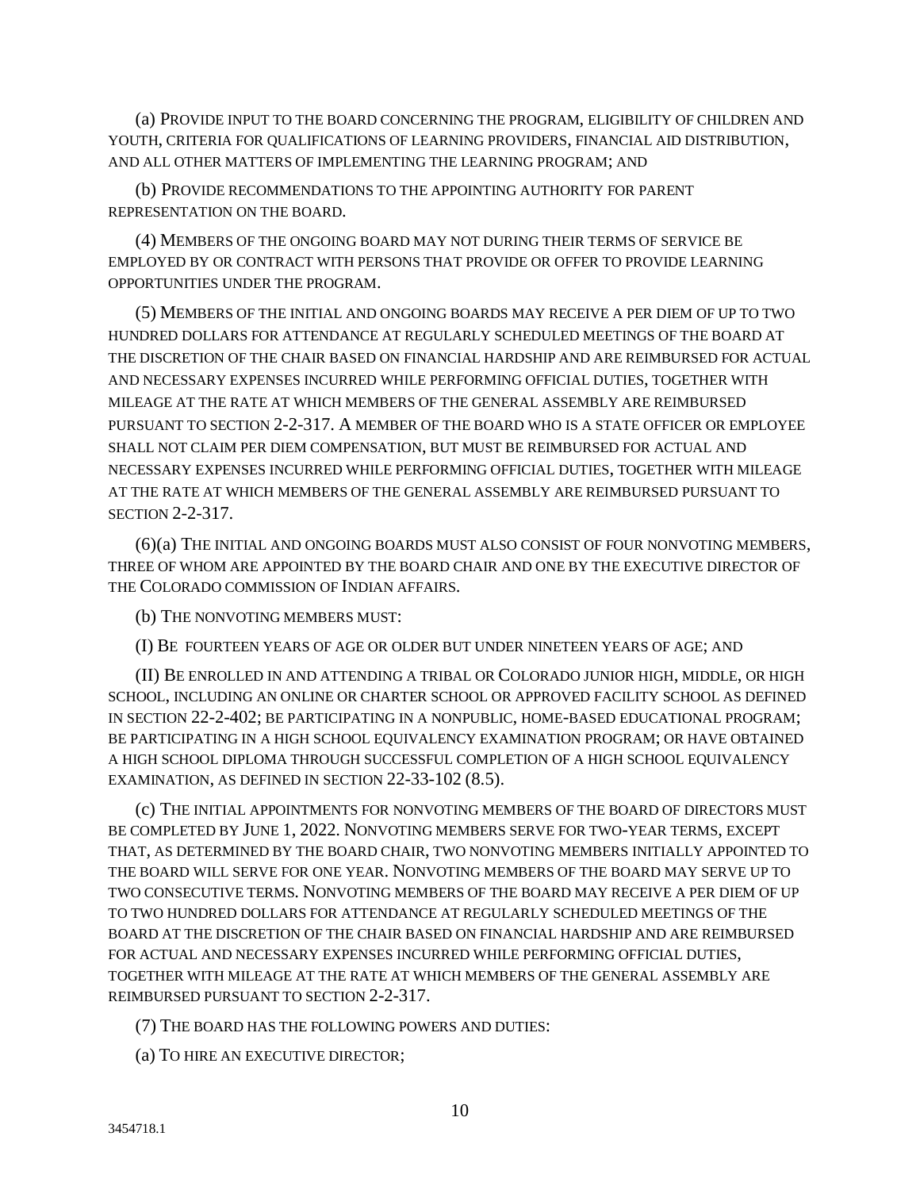(a) PROVIDE INPUT TO THE BOARD CONCERNING THE PROGRAM, ELIGIBILITY OF CHILDREN AND YOUTH, CRITERIA FOR QUALIFICATIONS OF LEARNING PROVIDERS, FINANCIAL AID DISTRIBUTION, AND ALL OTHER MATTERS OF IMPLEMENTING THE LEARNING PROGRAM; AND

(b) PROVIDE RECOMMENDATIONS TO THE APPOINTING AUTHORITY FOR PARENT REPRESENTATION ON THE BOARD.

(4) MEMBERS OF THE ONGOING BOARD MAY NOT DURING THEIR TERMS OF SERVICE BE EMPLOYED BY OR CONTRACT WITH PERSONS THAT PROVIDE OR OFFER TO PROVIDE LEARNING OPPORTUNITIES UNDER THE PROGRAM.

(5) MEMBERS OF THE INITIAL AND ONGOING BOARDS MAY RECEIVE A PER DIEM OF UP TO TWO HUNDRED DOLLARS FOR ATTENDANCE AT REGULARLY SCHEDULED MEETINGS OF THE BOARD AT THE DISCRETION OF THE CHAIR BASED ON FINANCIAL HARDSHIP AND ARE REIMBURSED FOR ACTUAL AND NECESSARY EXPENSES INCURRED WHILE PERFORMING OFFICIAL DUTIES, TOGETHER WITH MILEAGE AT THE RATE AT WHICH MEMBERS OF THE GENERAL ASSEMBLY ARE REIMBURSED PURSUANT TO SECTION 2-2-317. A MEMBER OF THE BOARD WHO IS A STATE OFFICER OR EMPLOYEE SHALL NOT CLAIM PER DIEM COMPENSATION, BUT MUST BE REIMBURSED FOR ACTUAL AND NECESSARY EXPENSES INCURRED WHILE PERFORMING OFFICIAL DUTIES, TOGETHER WITH MILEAGE AT THE RATE AT WHICH MEMBERS OF THE GENERAL ASSEMBLY ARE REIMBURSED PURSUANT TO SECTION 2-2-317.

(6)(a) THE INITIAL AND ONGOING BOARDS MUST ALSO CONSIST OF FOUR NONVOTING MEMBERS, THREE OF WHOM ARE APPOINTED BY THE BOARD CHAIR AND ONE BY THE EXECUTIVE DIRECTOR OF THE COLORADO COMMISSION OF INDIAN AFFAIRS.

(b) THE NONVOTING MEMBERS MUST:

(I) BE FOURTEEN YEARS OF AGE OR OLDER BUT UNDER NINETEEN YEARS OF AGE; AND

(II) BE ENROLLED IN AND ATTENDING A TRIBAL OR COLORADO JUNIOR HIGH, MIDDLE, OR HIGH SCHOOL, INCLUDING AN ONLINE OR CHARTER SCHOOL OR APPROVED FACILITY SCHOOL AS DEFINED IN SECTION 22-2-402; BE PARTICIPATING IN A NONPUBLIC, HOME-BASED EDUCATIONAL PROGRAM; BE PARTICIPATING IN A HIGH SCHOOL EQUIVALENCY EXAMINATION PROGRAM; OR HAVE OBTAINED A HIGH SCHOOL DIPLOMA THROUGH SUCCESSFUL COMPLETION OF A HIGH SCHOOL EQUIVALENCY EXAMINATION, AS DEFINED IN SECTION 22-33-102 (8.5).

(c) THE INITIAL APPOINTMENTS FOR NONVOTING MEMBERS OF THE BOARD OF DIRECTORS MUST BE COMPLETED BY JUNE 1, 2022. NONVOTING MEMBERS SERVE FOR TWO-YEAR TERMS, EXCEPT THAT, AS DETERMINED BY THE BOARD CHAIR, TWO NONVOTING MEMBERS INITIALLY APPOINTED TO THE BOARD WILL SERVE FOR ONE YEAR. NONVOTING MEMBERS OF THE BOARD MAY SERVE UP TO TWO CONSECUTIVE TERMS. NONVOTING MEMBERS OF THE BOARD MAY RECEIVE A PER DIEM OF UP TO TWO HUNDRED DOLLARS FOR ATTENDANCE AT REGULARLY SCHEDULED MEETINGS OF THE BOARD AT THE DISCRETION OF THE CHAIR BASED ON FINANCIAL HARDSHIP AND ARE REIMBURSED FOR ACTUAL AND NECESSARY EXPENSES INCURRED WHILE PERFORMING OFFICIAL DUTIES, TOGETHER WITH MILEAGE AT THE RATE AT WHICH MEMBERS OF THE GENERAL ASSEMBLY ARE REIMBURSED PURSUANT TO SECTION 2-2-317.

(7) THE BOARD HAS THE FOLLOWING POWERS AND DUTIES:

(a) TO HIRE AN EXECUTIVE DIRECTOR;

3454718.1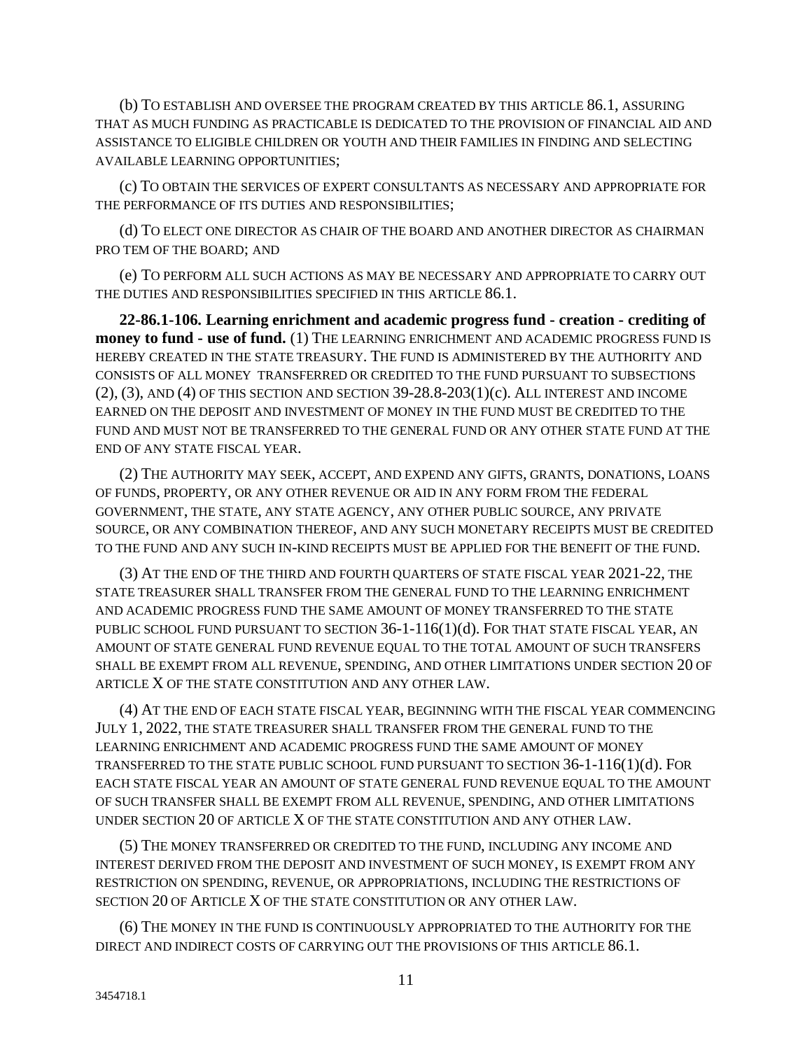(b) TO ESTABLISH AND OVERSEE THE PROGRAM CREATED BY THIS ARTICLE 86.1, ASSURING THAT AS MUCH FUNDING AS PRACTICABLE IS DEDICATED TO THE PROVISION OF FINANCIAL AID AND ASSISTANCE TO ELIGIBLE CHILDREN OR YOUTH AND THEIR FAMILIES IN FINDING AND SELECTING AVAILABLE LEARNING OPPORTUNITIES;

(c) TO OBTAIN THE SERVICES OF EXPERT CONSULTANTS AS NECESSARY AND APPROPRIATE FOR THE PERFORMANCE OF ITS DUTIES AND RESPONSIBILITIES;

(d) TO ELECT ONE DIRECTOR AS CHAIR OF THE BOARD AND ANOTHER DIRECTOR AS CHAIRMAN PRO TEM OF THE BOARD; AND

(e) TO PERFORM ALL SUCH ACTIONS AS MAY BE NECESSARY AND APPROPRIATE TO CARRY OUT THE DUTIES AND RESPONSIBILITIES SPECIFIED IN THIS ARTICLE 86.1.

**22-86.1-106. Learning enrichment and academic progress fund - creation - crediting of money to fund - use of fund.** (1) THE LEARNING ENRICHMENT AND ACADEMIC PROGRESS FUND IS HEREBY CREATED IN THE STATE TREASURY. THE FUND IS ADMINISTERED BY THE AUTHORITY AND CONSISTS OF ALL MONEY TRANSFERRED OR CREDITED TO THE FUND PURSUANT TO SUBSECTIONS (2), (3), AND (4) OF THIS SECTION AND SECTION 39-28.8-203(1)(c). ALL INTEREST AND INCOME EARNED ON THE DEPOSIT AND INVESTMENT OF MONEY IN THE FUND MUST BE CREDITED TO THE FUND AND MUST NOT BE TRANSFERRED TO THE GENERAL FUND OR ANY OTHER STATE FUND AT THE END OF ANY STATE FISCAL YEAR.

(2) THE AUTHORITY MAY SEEK, ACCEPT, AND EXPEND ANY GIFTS, GRANTS, DONATIONS, LOANS OF FUNDS, PROPERTY, OR ANY OTHER REVENUE OR AID IN ANY FORM FROM THE FEDERAL GOVERNMENT, THE STATE, ANY STATE AGENCY, ANY OTHER PUBLIC SOURCE, ANY PRIVATE SOURCE, OR ANY COMBINATION THEREOF, AND ANY SUCH MONETARY RECEIPTS MUST BE CREDITED TO THE FUND AND ANY SUCH IN-KIND RECEIPTS MUST BE APPLIED FOR THE BENEFIT OF THE FUND.

(3) AT THE END OF THE THIRD AND FOURTH QUARTERS OF STATE FISCAL YEAR 2021-22, THE STATE TREASURER SHALL TRANSFER FROM THE GENERAL FUND TO THE LEARNING ENRICHMENT AND ACADEMIC PROGRESS FUND THE SAME AMOUNT OF MONEY TRANSFERRED TO THE STATE PUBLIC SCHOOL FUND PURSUANT TO SECTION 36-1-116(1)(d). FOR THAT STATE FISCAL YEAR, AN AMOUNT OF STATE GENERAL FUND REVENUE EQUAL TO THE TOTAL AMOUNT OF SUCH TRANSFERS SHALL BE EXEMPT FROM ALL REVENUE, SPENDING, AND OTHER LIMITATIONS UNDER SECTION 20 OF ARTICLE X OF THE STATE CONSTITUTION AND ANY OTHER LAW.

(4) AT THE END OF EACH STATE FISCAL YEAR, BEGINNING WITH THE FISCAL YEAR COMMENCING JULY 1, 2022, THE STATE TREASURER SHALL TRANSFER FROM THE GENERAL FUND TO THE LEARNING ENRICHMENT AND ACADEMIC PROGRESS FUND THE SAME AMOUNT OF MONEY TRANSFERRED TO THE STATE PUBLIC SCHOOL FUND PURSUANT TO SECTION 36-1-116(1)(d). FOR EACH STATE FISCAL YEAR AN AMOUNT OF STATE GENERAL FUND REVENUE EQUAL TO THE AMOUNT OF SUCH TRANSFER SHALL BE EXEMPT FROM ALL REVENUE, SPENDING, AND OTHER LIMITATIONS UNDER SECTION 20 OF ARTICLE X OF THE STATE CONSTITUTION AND ANY OTHER LAW.

(5) THE MONEY TRANSFERRED OR CREDITED TO THE FUND, INCLUDING ANY INCOME AND INTEREST DERIVED FROM THE DEPOSIT AND INVESTMENT OF SUCH MONEY, IS EXEMPT FROM ANY RESTRICTION ON SPENDING, REVENUE, OR APPROPRIATIONS, INCLUDING THE RESTRICTIONS OF SECTION 20 OF ARTICLE X OF THE STATE CONSTITUTION OR ANY OTHER LAW.

(6) THE MONEY IN THE FUND IS CONTINUOUSLY APPROPRIATED TO THE AUTHORITY FOR THE DIRECT AND INDIRECT COSTS OF CARRYING OUT THE PROVISIONS OF THIS ARTICLE 86.1.

3454718.1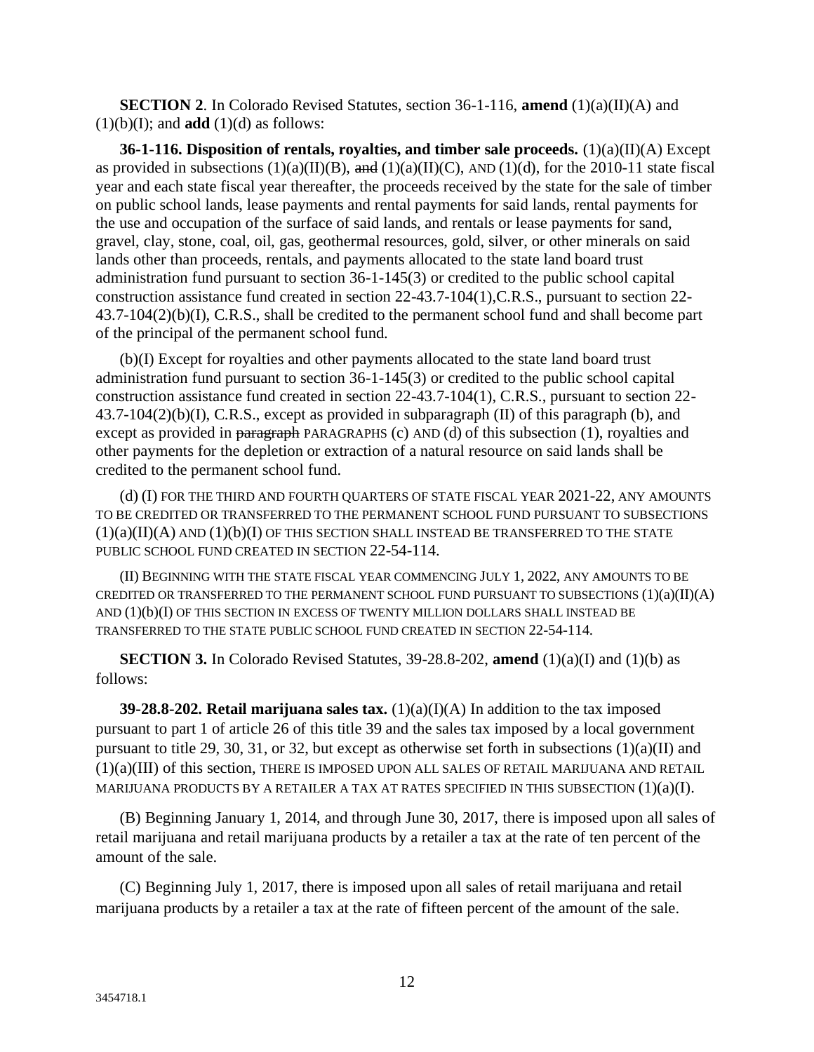**SECTION 2**. In Colorado Revised Statutes, section 36-1-116, **amend** (1)(a)(II)(A) and (1)(b)(I); and **add** (1)(d) as follows:

**36-1-116. Disposition of rentals, royalties, and timber sale proceeds.** (1)(a)(II)(A) Except as provided in subsections (1)(a)(II)(B), ~~and~~ (1)(a)(II)(C), AND (1)(d), for the 2010-11 state fiscal year and each state fiscal year thereafter, the proceeds received by the state for the sale of timber on public school lands, lease payments and rental payments for said lands, rental payments for the use and occupation of the surface of said lands, and rentals or lease payments for sand, gravel, clay, stone, coal, oil, gas, geothermal resources, gold, silver, or other minerals on said lands other than proceeds, rentals, and payments allocated to the state land board trust administration fund pursuant to section 36-1-145(3) or credited to the public school capital construction assistance fund created in section 22-43.7-104(1),C.R.S., pursuant to section 22-43.7-104(2)(b)(I), C.R.S., shall be credited to the permanent school fund and shall become part of the principal of the permanent school fund.

(b)(I) Except for royalties and other payments allocated to the state land board trust administration fund pursuant to section 36-1-145(3) or credited to the public school capital construction assistance fund created in section 22-43.7-104(1), C.R.S., pursuant to section 22-43.7-104(2)(b)(I), C.R.S., except as provided in subparagraph (II) of this paragraph (b), and except as provided in ~~paragraph~~ PARAGRAPHS (c) AND (d) of this subsection (1), royalties and other payments for the depletion or extraction of a natural resource on said lands shall be credited to the permanent school fund.

(d) (I) FOR THE THIRD AND FOURTH QUARTERS OF STATE FISCAL YEAR 2021-22, ANY AMOUNTS TO BE CREDITED OR TRANSFERRED TO THE PERMANENT SCHOOL FUND PURSUANT TO SUBSECTIONS (1)(a)(II)(A) AND (1)(b)(I) OF THIS SECTION SHALL INSTEAD BE TRANSFERRED TO THE STATE PUBLIC SCHOOL FUND CREATED IN SECTION 22-54-114.

(II) BEGINNING WITH THE STATE FISCAL YEAR COMMENCING JULY 1, 2022, ANY AMOUNTS TO BE CREDITED OR TRANSFERRED TO THE PERMANENT SCHOOL FUND PURSUANT TO SUBSECTIONS (1)(a)(II)(A) AND (1)(b)(I) OF THIS SECTION IN EXCESS OF TWENTY MILLION DOLLARS SHALL INSTEAD BE TRANSFERRED TO THE STATE PUBLIC SCHOOL FUND CREATED IN SECTION 22-54-114.

**SECTION 3.** In Colorado Revised Statutes, 39-28.8-202, **amend** (1)(a)(I) and (1)(b) as follows:

**39-28.8-202. Retail marijuana sales tax.** (1)(a)(I)(A) In addition to the tax imposed pursuant to part 1 of article 26 of this title 39 and the sales tax imposed by a local government pursuant to title 29, 30, 31, or 32, but except as otherwise set forth in subsections (1)(a)(II) and (1)(a)(III) of this section, THERE IS IMPOSED UPON ALL SALES OF RETAIL MARIJUANA AND RETAIL MARIJUANA PRODUCTS BY A RETAILER A TAX AT RATES SPECIFIED IN THIS SUBSECTION (1)(a)(I).

(B) Beginning January 1, 2014, and through June 30, 2017, there is imposed upon all sales of retail marijuana and retail marijuana products by a retailer a tax at the rate of ten percent of the amount of the sale.

(C) Beginning July 1, 2017, there is imposed upon all sales of retail marijuana and retail marijuana products by a retailer a tax at the rate of fifteen percent of the amount of the sale.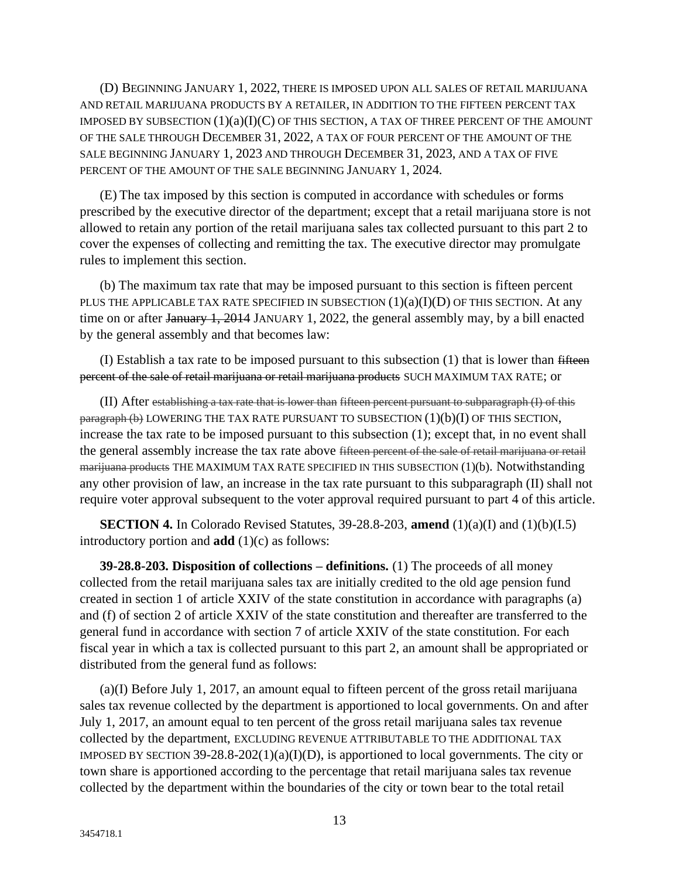(D) BEGINNING JANUARY 1, 2022, THERE IS IMPOSED UPON ALL SALES OF RETAIL MARIJUANA AND RETAIL MARIJUANA PRODUCTS BY A RETAILER, IN ADDITION TO THE FIFTEEN PERCENT TAX IMPOSED BY SUBSECTION (1)(a)(I)(C) OF THIS SECTION, A TAX OF THREE PERCENT OF THE AMOUNT OF THE SALE THROUGH DECEMBER 31, 2022, A TAX OF FOUR PERCENT OF THE AMOUNT OF THE SALE BEGINNING JANUARY 1, 2023 AND THROUGH DECEMBER 31, 2023, AND A TAX OF FIVE PERCENT OF THE AMOUNT OF THE SALE BEGINNING JANUARY 1, 2024.

(E) The tax imposed by this section is computed in accordance with schedules or forms prescribed by the executive director of the department; except that a retail marijuana store is not allowed to retain any portion of the retail marijuana sales tax collected pursuant to this part 2 to cover the expenses of collecting and remitting the tax. The executive director may promulgate rules to implement this section.

(b) The maximum tax rate that may be imposed pursuant to this section is fifteen percent PLUS THE APPLICABLE TAX RATE SPECIFIED IN SUBSECTION (1)(a)(I)(D) OF THIS SECTION. At any time on or after ~~January 1, 2014~~ JANUARY 1, 2022, the general assembly may, by a bill enacted by the general assembly and that becomes law:

(I) Establish a tax rate to be imposed pursuant to this subsection (1) that is lower than ~~fifteen percent of the sale of retail marijuana or retail marijuana products~~ SUCH MAXIMUM TAX RATE; or

(II) After ~~establishing a tax rate that is lower than fifteen percent pursuant to subparagraph (I) of this paragraph (b)~~ LOWERING THE TAX RATE PURSUANT TO SUBSECTION (1)(b)(I) OF THIS SECTION, increase the tax rate to be imposed pursuant to this subsection (1); except that, in no event shall the general assembly increase the tax rate above ~~fifteen percent of the sale of retail marijuana or retail marijuana products~~ THE MAXIMUM TAX RATE SPECIFIED IN THIS SUBSECTION (1)(b). Notwithstanding any other provision of law, an increase in the tax rate pursuant to this subparagraph (II) shall not require voter approval subsequent to the voter approval required pursuant to part 4 of this article.

**SECTION 4.** In Colorado Revised Statutes, 39-28.8-203, **amend** (1)(a)(I) and (1)(b)(I.5) introductory portion and **add** (1)(c) as follows:

**39-28.8-203. Disposition of collections – definitions.** (1) The proceeds of all money collected from the retail marijuana sales tax are initially credited to the old age pension fund created in section 1 of article XXIV of the state constitution in accordance with paragraphs (a) and (f) of section 2 of article XXIV of the state constitution and thereafter are transferred to the general fund in accordance with section 7 of article XXIV of the state constitution. For each fiscal year in which a tax is collected pursuant to this part 2, an amount shall be appropriated or distributed from the general fund as follows:

(a)(I) Before July 1, 2017, an amount equal to fifteen percent of the gross retail marijuana sales tax revenue collected by the department is apportioned to local governments. On and after July 1, 2017, an amount equal to ten percent of the gross retail marijuana sales tax revenue collected by the department, EXCLUDING REVENUE ATTRIBUTABLE TO THE ADDITIONAL TAX IMPOSED BY SECTION 39-28.8-202(1)(a)(I)(D), is apportioned to local governments. The city or town share is apportioned according to the percentage that retail marijuana sales tax revenue collected by the department within the boundaries of the city or town bear to the total retail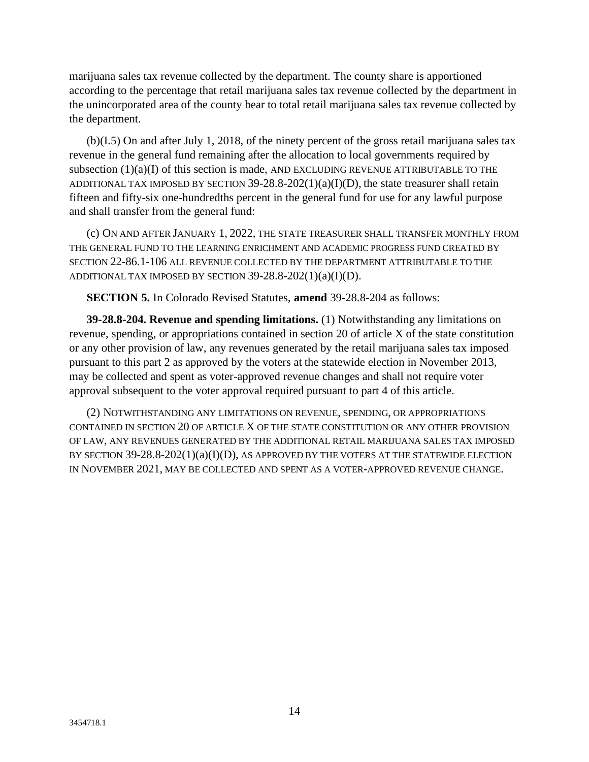marijuana sales tax revenue collected by the department. The county share is apportioned according to the percentage that retail marijuana sales tax revenue collected by the department in the unincorporated area of the county bear to total retail marijuana sales tax revenue collected by the department.

(b)(I.5) On and after July 1, 2018, of the ninety percent of the gross retail marijuana sales tax revenue in the general fund remaining after the allocation to local governments required by subsection (1)(a)(I) of this section is made, AND EXCLUDING REVENUE ATTRIBUTABLE TO THE ADDITIONAL TAX IMPOSED BY SECTION 39-28.8-202(1)(a)(I)(D), the state treasurer shall retain fifteen and fifty-six one-hundredths percent in the general fund for use for any lawful purpose and shall transfer from the general fund:

(c) ON AND AFTER JANUARY 1, 2022, THE STATE TREASURER SHALL TRANSFER MONTHLY FROM THE GENERAL FUND TO THE LEARNING ENRICHMENT AND ACADEMIC PROGRESS FUND CREATED BY SECTION 22-86.1-106 ALL REVENUE COLLECTED BY THE DEPARTMENT ATTRIBUTABLE TO THE ADDITIONAL TAX IMPOSED BY SECTION 39-28.8-202(1)(a)(I)(D).

**SECTION 5.** In Colorado Revised Statutes, **amend** 39-28.8-204 as follows:

**39-28.8-204. Revenue and spending limitations.** (1) Notwithstanding any limitations on revenue, spending, or appropriations contained in section 20 of article X of the state constitution or any other provision of law, any revenues generated by the retail marijuana sales tax imposed pursuant to this part 2 as approved by the voters at the statewide election in November 2013, may be collected and spent as voter-approved revenue changes and shall not require voter approval subsequent to the voter approval required pursuant to part 4 of this article.

(2) NOTWITHSTANDING ANY LIMITATIONS ON REVENUE, SPENDING, OR APPROPRIATIONS CONTAINED IN SECTION 20 OF ARTICLE X OF THE STATE CONSTITUTION OR ANY OTHER PROVISION OF LAW, ANY REVENUES GENERATED BY THE ADDITIONAL RETAIL MARIJUANA SALES TAX IMPOSED BY SECTION 39-28.8-202(1)(a)(I)(D), AS APPROVED BY THE VOTERS AT THE STATEWIDE ELECTION IN NOVEMBER 2021, MAY BE COLLECTED AND SPENT AS A VOTER-APPROVED REVENUE CHANGE.

3454718.1